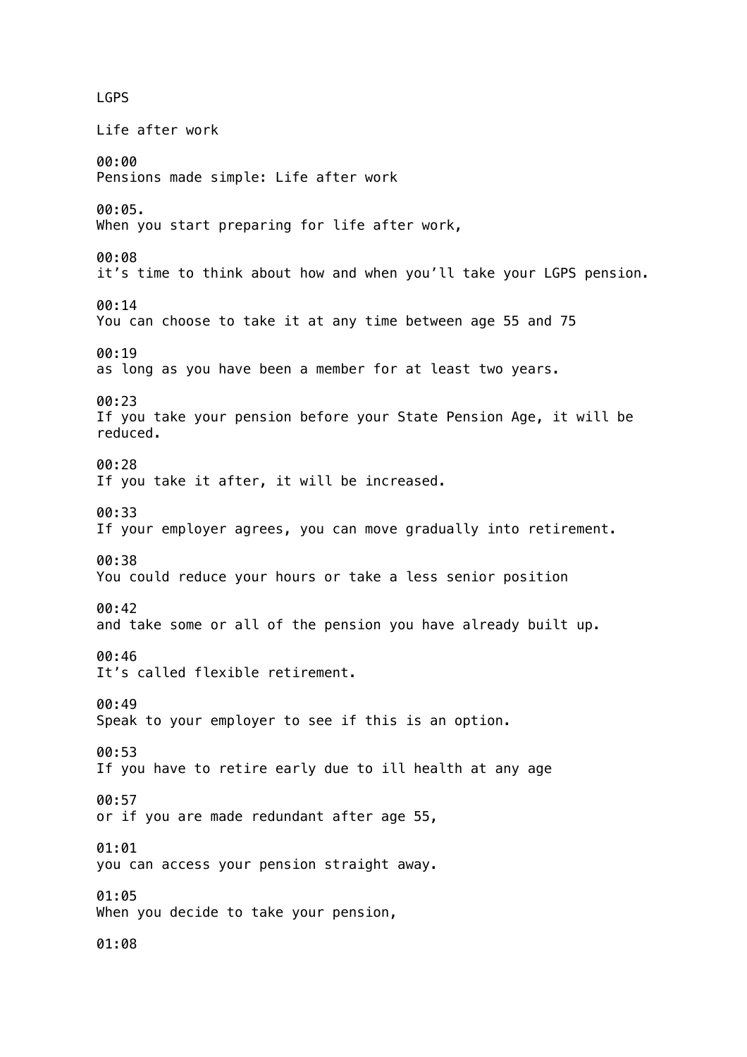LGPS

Life after work

00:00
Pensions made simple: Life after work

00:05.
When you start preparing for life after work,

00:08
it's time to think about how and when you'll take your LGPS pension.

00:14
You can choose to take it at any time between age 55 and 75

00:19
as long as you have been a member for at least two years.

00:23
If you take your pension before your State Pension Age, it will be reduced.

00:28
If you take it after, it will be increased.

00:33
If your employer agrees, you can move gradually into retirement.

00:38
You could reduce your hours or take a less senior position

00:42
and take some or all of the pension you have already built up.

00:46
It's called flexible retirement.

00:49
Speak to your employer to see if this is an option.

00:53
If you have to retire early due to ill health at any age

00:57
or if you are made redundant after age 55,

01:01
you can access your pension straight away.

01:05
When you decide to take your pension,

01:08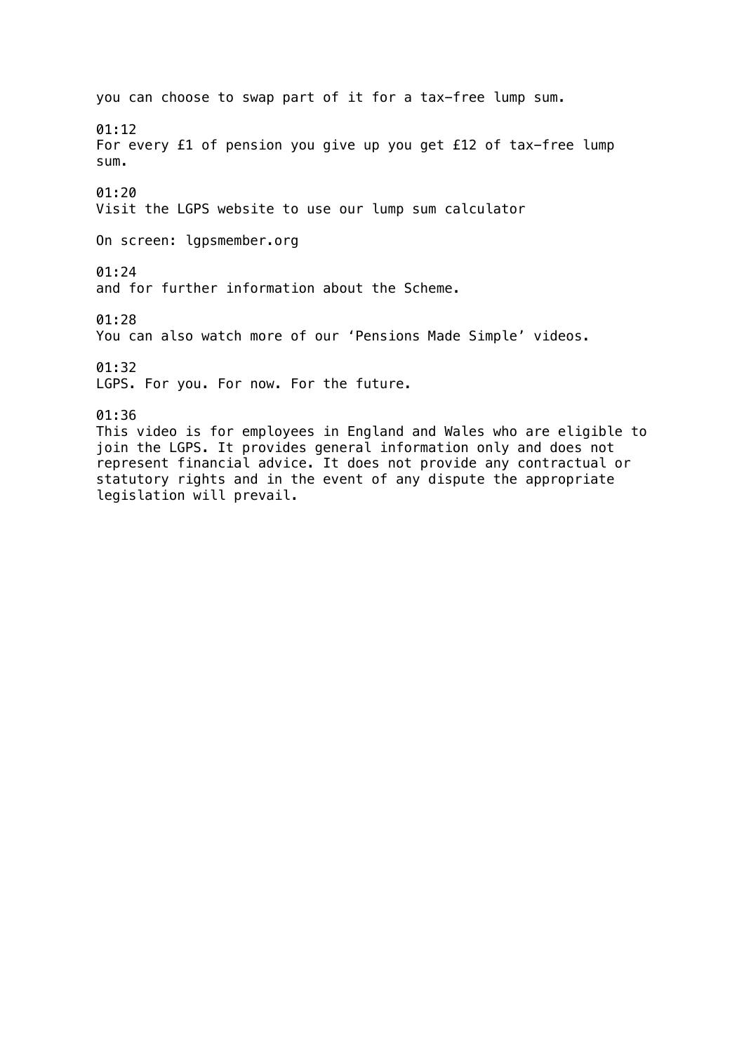you can choose to swap part of it for a tax-free lump sum.

01:12
For every £1 of pension you give up you get £12 of tax-free lump sum.

01:20
Visit the LGPS website to use our lump sum calculator

On screen: lgpsmember.org

01:24
and for further information about the Scheme.

01:28
You can also watch more of our ‘Pensions Made Simple’ videos.

01:32
LGPS. For you. For now. For the future.

01:36
This video is for employees in England and Wales who are eligible to join the LGPS. It provides general information only and does not represent financial advice. It does not provide any contractual or statutory rights and in the event of any dispute the appropriate legislation will prevail.